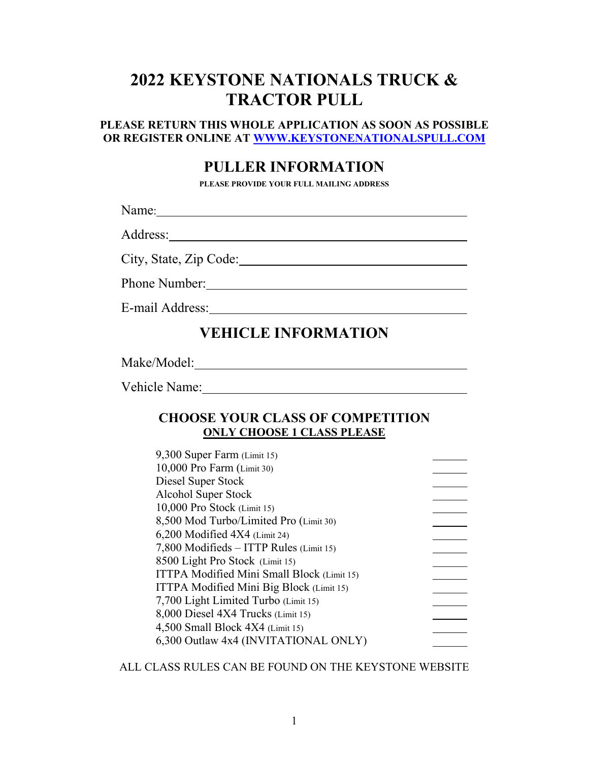# 2022 KEYSTONE NATIONALS TRUCK & TRACTOR PULL

**PLEASE RETURN THIS WHOLE APPLICATION AS SOON AS POSSIBLE OR REGISTER ONLINE AT [WWW.KEYSTONENATIONALSPULL.COM](http://WWW.KEYSTONENATIONALSPULL.COM)**

## PULLER INFORMATION

**PLEASE PROVIDE YOUR FULL MAILING ADDRESS**

Name: ______________________________

Address: ______________________________

City, State, Zip Code: ______________________________

Phone Number: ______________________________

E-mail Address: ______________________________

## VEHICLE INFORMATION

Make/Model: ______________________________

Vehicle Name: ______________________________

### CHOOSE YOUR CLASS OF COMPETITION

**ONLY CHOOSE 1 CLASS PLEASE**

| Class | |
|---|---|
| 9,300 Super Farm (Limit 15) | ______ |
| 10,000 Pro Farm (Limit 30) | ______ |
| Diesel Super Stock | ______ |
| Alcohol Super Stock | ______ |
| 10,000 Pro Stock (Limit 15) | ______ |
| 8,500 Mod Turbo/Limited Pro (Limit 30) | ______ |
| 6,200 Modified 4X4 (Limit 24) | ______ |
| 7,800 Modifieds – ITTP Rules (Limit 15) | ______ |
| 8500 Light Pro Stock (Limit 15) | ______ |
| ITTPA Modified Mini Small Block (Limit 15) | ______ |
| ITTPA Modified Mini Big Block (Limit 15) | ______ |
| 7,700 Light Limited Turbo (Limit 15) | ______ |
| 8,000 Diesel 4X4 Trucks (Limit 15) | ______ |
| 4,500 Small Block 4X4 (Limit 15) | ______ |
| 6,300 Outlaw 4x4 (INVITATIONAL ONLY) | ______ |

ALL CLASS RULES CAN BE FOUND ON THE KEYSTONE WEBSITE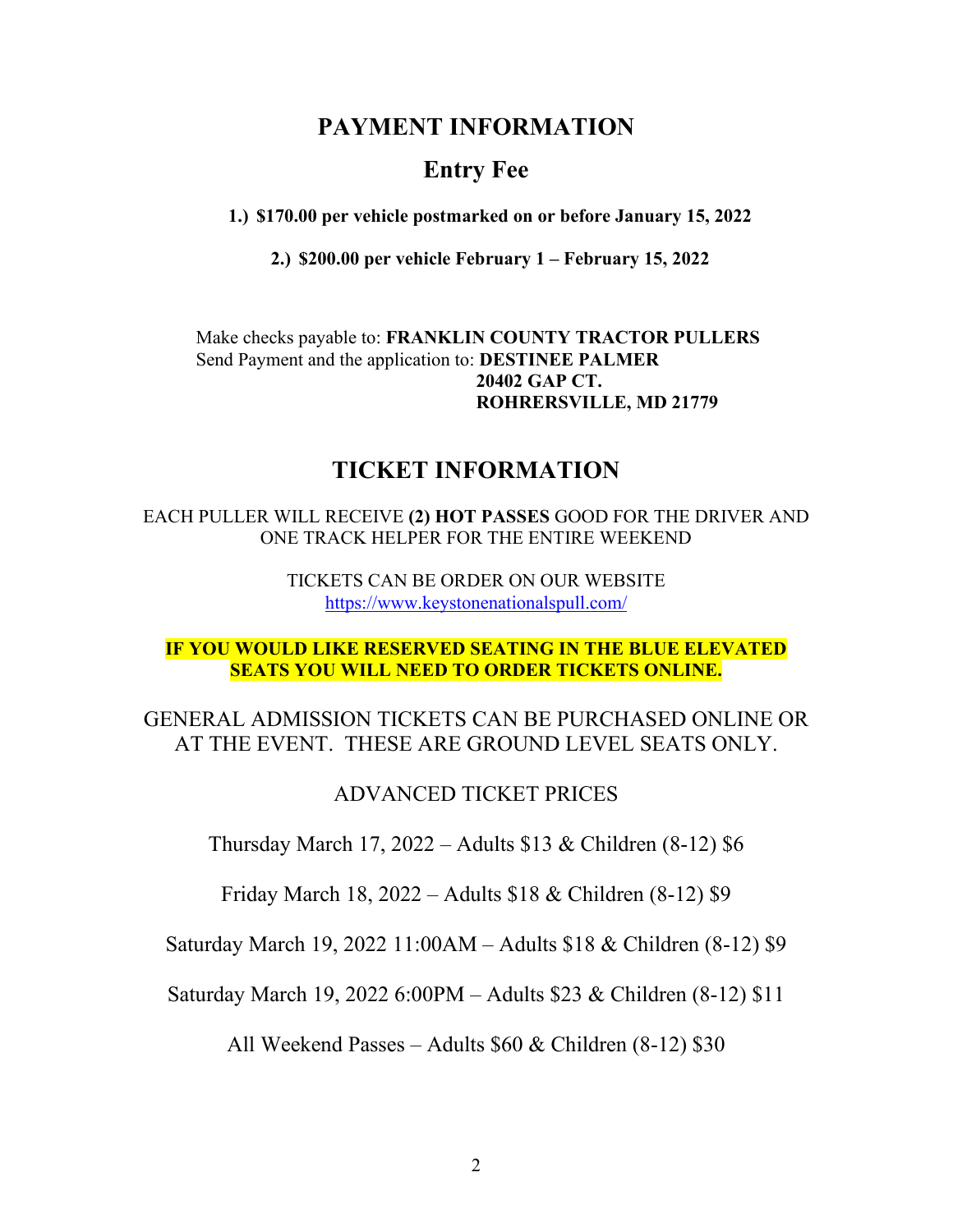# PAYMENT INFORMATION

## Entry Fee

1. **$170.00 per vehicle postmarked on or before January 15, 2022**
2. **$200.00 per vehicle February 1 – February 15, 2022**

Make checks payable to: **FRANKLIN COUNTY TRACTOR PULLERS**
Send Payment and the application to: **DESTINEE PALMER**
**20402 GAP CT.**
**ROHRERSVILLE, MD 21779**

# TICKET INFORMATION

EACH PULLER WILL RECEIVE **(2) HOT PASSES** GOOD FOR THE DRIVER AND ONE TRACK HELPER FOR THE ENTIRE WEEKEND

TICKETS CAN BE ORDER ON OUR WEBSITE
https://www.keystonenationalspull.com/

**IF YOU WOULD LIKE RESERVED SEATING IN THE BLUE ELEVATED SEATS YOU WILL NEED TO ORDER TICKETS ONLINE.**

GENERAL ADMISSION TICKETS CAN BE PURCHASED ONLINE OR AT THE EVENT. THESE ARE GROUND LEVEL SEATS ONLY.

ADVANCED TICKET PRICES

Thursday March 17, 2022 – Adults $13 & Children (8-12) $6

Friday March 18, 2022 – Adults $18 & Children (8-12) $9

Saturday March 19, 2022 11:00AM – Adults $18 & Children (8-12) $9

Saturday March 19, 2022 6:00PM – Adults $23 & Children (8-12) $11

All Weekend Passes – Adults $60 & Children (8-12) $30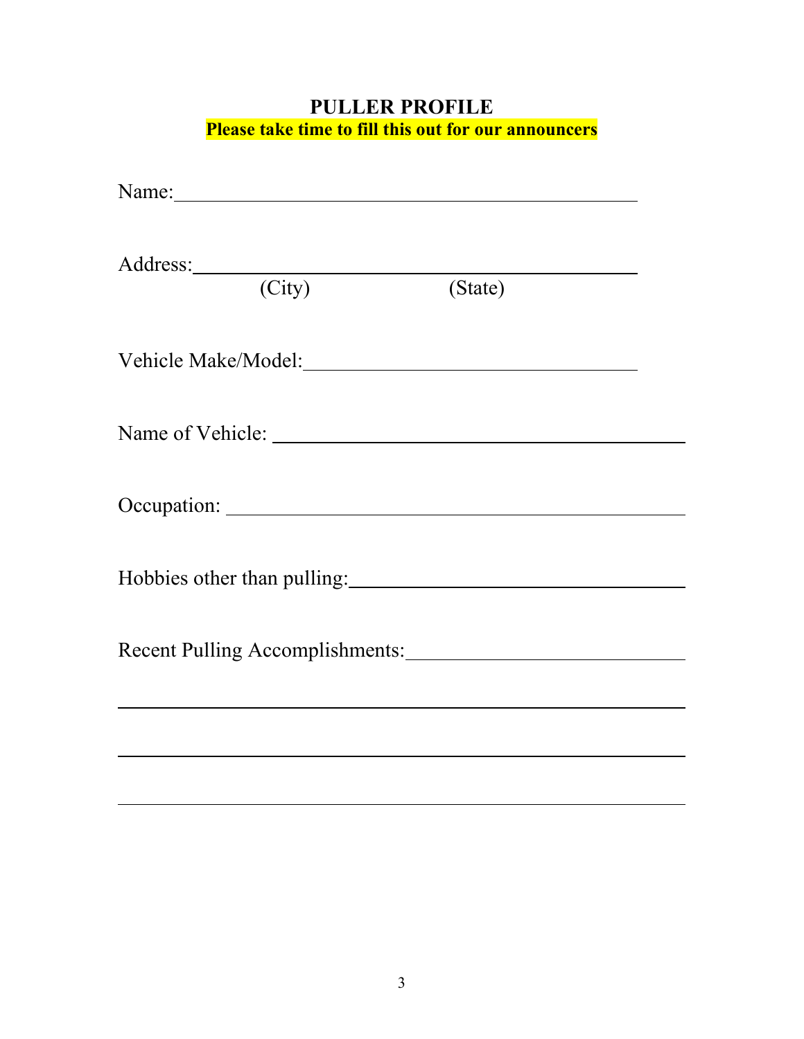# PULLER PROFILE

**Please take time to fill this out for our announcers**

Name:\_\_\_\_\_\_\_\_\_\_\_\_\_\_\_\_\_\_\_\_\_\_\_\_\_\_\_\_\_\_\_\_\_\_\_\_\_\_\_\_\_\_\_\_

Address:\_\_\_\_\_\_\_\_\_\_\_\_\_\_\_\_\_\_\_\_\_\_\_\_\_\_\_\_\_\_\_\_\_\_\_\_\_\_\_\_\_\_\_\_

(City) (State)

Vehicle Make/Model:\_\_\_\_\_\_\_\_\_\_\_\_\_\_\_\_\_\_\_\_\_\_\_\_\_\_\_\_\_\_\_\_

Name of Vehicle: \_\_\_\_\_\_\_\_\_\_\_\_\_\_\_\_\_\_\_\_\_\_\_\_\_\_\_\_\_\_\_\_\_\_\_\_\_\_\_\_

Occupation: \_\_\_\_\_\_\_\_\_\_\_\_\_\_\_\_\_\_\_\_\_\_\_\_\_\_\_\_\_\_\_\_\_\_\_\_\_\_\_\_\_\_\_\_

Hobbies other than pulling:\_\_\_\_\_\_\_\_\_\_\_\_\_\_\_\_\_\_\_\_\_\_\_\_\_\_\_\_\_\_\_\_

Recent Pulling Accomplishments:\_\_\_\_\_\_\_\_\_\_\_\_\_\_\_\_\_\_\_\_\_\_\_\_\_\_\_\_

\_\_\_\_\_\_\_\_\_\_\_\_\_\_\_\_\_\_\_\_\_\_\_\_\_\_\_\_\_\_\_\_\_\_\_\_\_\_\_\_\_\_\_\_\_\_\_\_\_\_\_\_\_\_\_\_

\_\_\_\_\_\_\_\_\_\_\_\_\_\_\_\_\_\_\_\_\_\_\_\_\_\_\_\_\_\_\_\_\_\_\_\_\_\_\_\_\_\_\_\_\_\_\_\_\_\_\_\_\_\_\_\_

\_\_\_\_\_\_\_\_\_\_\_\_\_\_\_\_\_\_\_\_\_\_\_\_\_\_\_\_\_\_\_\_\_\_\_\_\_\_\_\_\_\_\_\_\_\_\_\_\_\_\_\_\_\_\_\_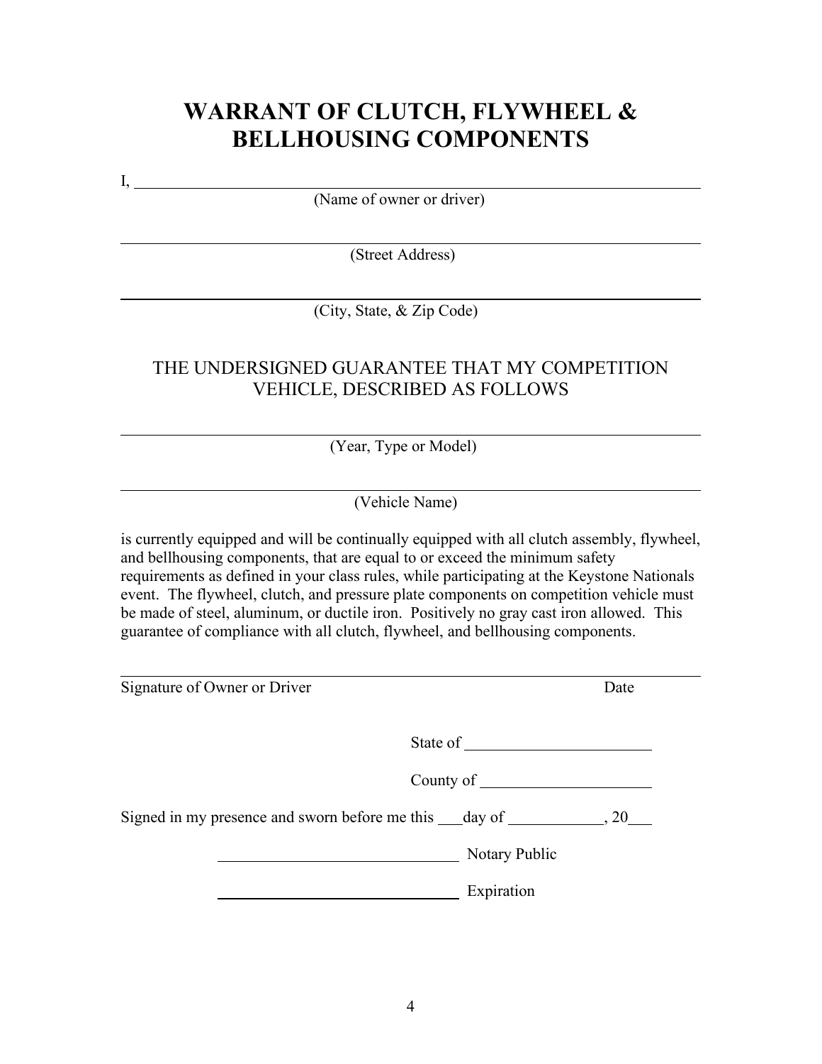# WARRANT OF CLUTCH, FLYWHEEL & BELLHOUSING COMPONENTS

I, ______________________________________________________________

(Name of owner or driver)

______________________________________________________________

(Street Address)

______________________________________________________________

(City, State, & Zip Code)

THE UNDERSIGNED GUARANTEE THAT MY COMPETITION VEHICLE, DESCRIBED AS FOLLOWS

______________________________________________________________

(Year, Type or Model)

______________________________________________________________

(Vehicle Name)

is currently equipped and will be continually equipped with all clutch assembly, flywheel, and bellhousing components, that are equal to or exceed the minimum safety requirements as defined in your class rules, while participating at the Keystone Nationals event. The flywheel, clutch, and pressure plate components on competition vehicle must be made of steel, aluminum, or ductile iron. Positively no gray cast iron allowed. This guarantee of compliance with all clutch, flywheel, and bellhousing components.

______________________________________________________________

Signature of Owner or Driver Date

State of ______________________

County of ____________________

Signed in my presence and sworn before me this ___day of ___________, 20___

____________________________ Notary Public

____________________________ Expiration